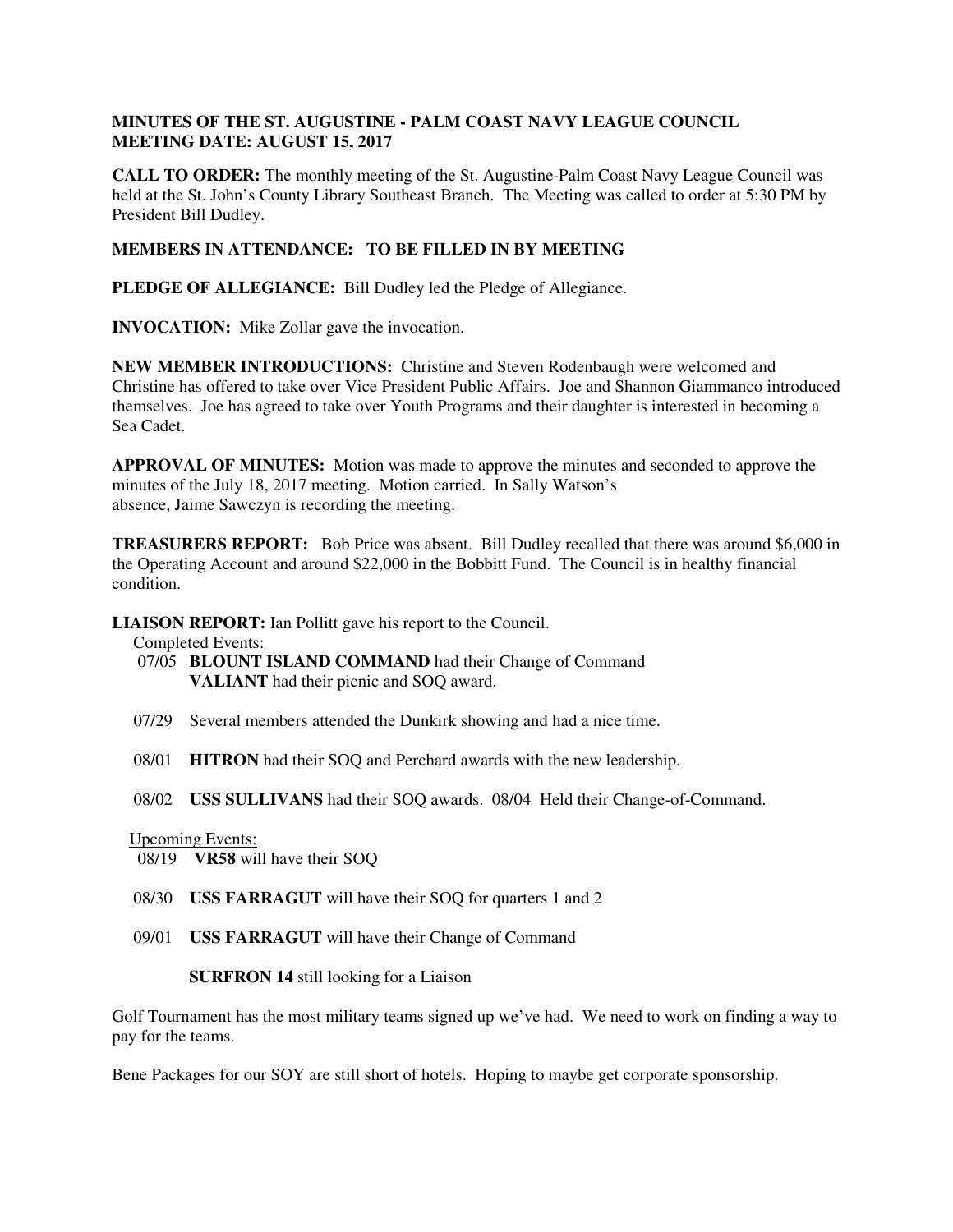**MINUTES OF THE ST. AUGUSTINE - PALM COAST NAVY LEAGUE COUNCIL**
**MEETING DATE: AUGUST 15, 2017**

**CALL TO ORDER:** The monthly meeting of the St. Augustine-Palm Coast Navy League Council was held at the St. John's County Library Southeast Branch. The Meeting was called to order at 5:30 PM by President Bill Dudley.

**MEMBERS IN ATTENDANCE: TO BE FILLED IN BY MEETING**

**PLEDGE OF ALLEGIANCE:** Bill Dudley led the Pledge of Allegiance.

**INVOCATION:** Mike Zollar gave the invocation.

**NEW MEMBER INTRODUCTIONS:** Christine and Steven Rodenbaugh were welcomed and Christine has offered to take over Vice President Public Affairs. Joe and Shannon Giammanco introduced themselves. Joe has agreed to take over Youth Programs and their daughter is interested in becoming a Sea Cadet.

**APPROVAL OF MINUTES:** Motion was made to approve the minutes and seconded to approve the minutes of the July 18, 2017 meeting. Motion carried. In Sally Watson's absence, Jaime Sawczyn is recording the meeting.

**TREASURERS REPORT:** Bob Price was absent. Bill Dudley recalled that there was around $6,000 in the Operating Account and around $22,000 in the Bobbitt Fund. The Council is in healthy financial condition.

**LIAISON REPORT:** Ian Pollitt gave his report to the Council.

Completed Events:

07/05 **BLOUNT ISLAND COMMAND** had their Change of Command
**VALIANT** had their picnic and SOQ award.

07/29 Several members attended the Dunkirk showing and had a nice time.

08/01 **HITRON** had their SOQ and Perchard awards with the new leadership.

08/02 **USS SULLIVANS** had their SOQ awards. 08/04 Held their Change-of-Command.

Upcoming Events:

08/19 **VR58** will have their SOQ

08/30 **USS FARRAGUT** will have their SOQ for quarters 1 and 2

09/01 **USS FARRAGUT** will have their Change of Command

**SURFRON 14** still looking for a Liaison

Golf Tournament has the most military teams signed up we've had. We need to work on finding a way to pay for the teams.

Bene Packages for our SOY are still short of hotels. Hoping to maybe get corporate sponsorship.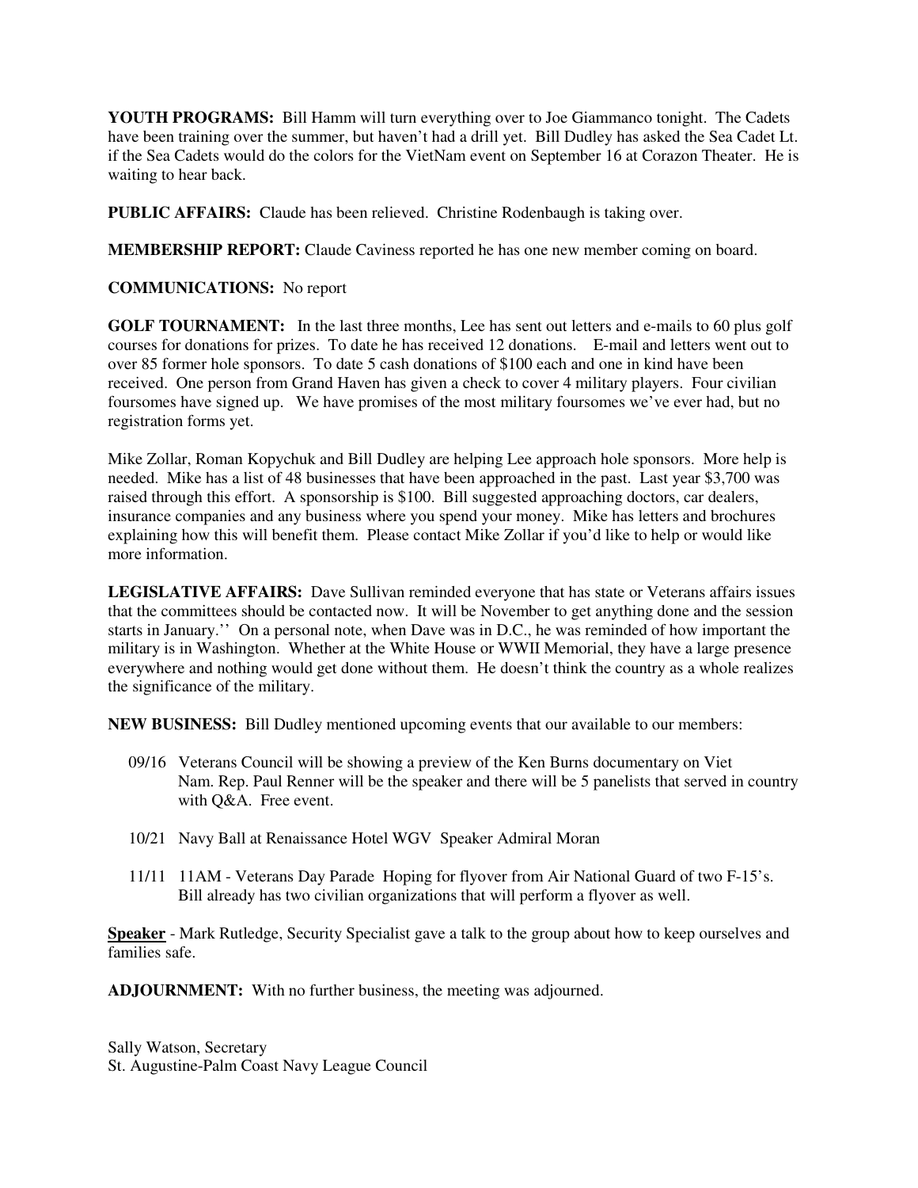**YOUTH PROGRAMS:** Bill Hamm will turn everything over to Joe Giammanco tonight. The Cadets have been training over the summer, but haven't had a drill yet. Bill Dudley has asked the Sea Cadet Lt. if the Sea Cadets would do the colors for the VietNam event on September 16 at Corazon Theater. He is waiting to hear back.

**PUBLIC AFFAIRS:** Claude has been relieved. Christine Rodenbaugh is taking over.

**MEMBERSHIP REPORT:** Claude Caviness reported he has one new member coming on board.

**COMMUNICATIONS:** No report

**GOLF TOURNAMENT:** In the last three months, Lee has sent out letters and e-mails to 60 plus golf courses for donations for prizes. To date he has received 12 donations. E-mail and letters went out to over 85 former hole sponsors. To date 5 cash donations of $100 each and one in kind have been received. One person from Grand Haven has given a check to cover 4 military players. Four civilian foursomes have signed up. We have promises of the most military foursomes we've ever had, but no registration forms yet.

Mike Zollar, Roman Kopychuk and Bill Dudley are helping Lee approach hole sponsors. More help is needed. Mike has a list of 48 businesses that have been approached in the past. Last year $3,700 was raised through this effort. A sponsorship is $100. Bill suggested approaching doctors, car dealers, insurance companies and any business where you spend your money. Mike has letters and brochures explaining how this will benefit them. Please contact Mike Zollar if you'd like to help or would like more information.

**LEGISLATIVE AFFAIRS:** Dave Sullivan reminded everyone that has state or Veterans affairs issues that the committees should be contacted now. It will be November to get anything done and the session starts in January.'' On a personal note, when Dave was in D.C., he was reminded of how important the military is in Washington. Whether at the White House or WWII Memorial, they have a large presence everywhere and nothing would get done without them. He doesn't think the country as a whole realizes the significance of the military.

**NEW BUSINESS:** Bill Dudley mentioned upcoming events that our available to our members:

- 09/16 Veterans Council will be showing a preview of the Ken Burns documentary on Viet Nam. Rep. Paul Renner will be the speaker and there will be 5 panelists that served in country with Q&A. Free event.
- 10/21 Navy Ball at Renaissance Hotel WGV Speaker Admiral Moran
- 11/11 11AM - Veterans Day Parade Hoping for flyover from Air National Guard of two F-15's. Bill already has two civilian organizations that will perform a flyover as well.

**Speaker** - Mark Rutledge, Security Specialist gave a talk to the group about how to keep ourselves and families safe.

**ADJOURNMENT:** With no further business, the meeting was adjourned.

Sally Watson, Secretary
St. Augustine-Palm Coast Navy League Council